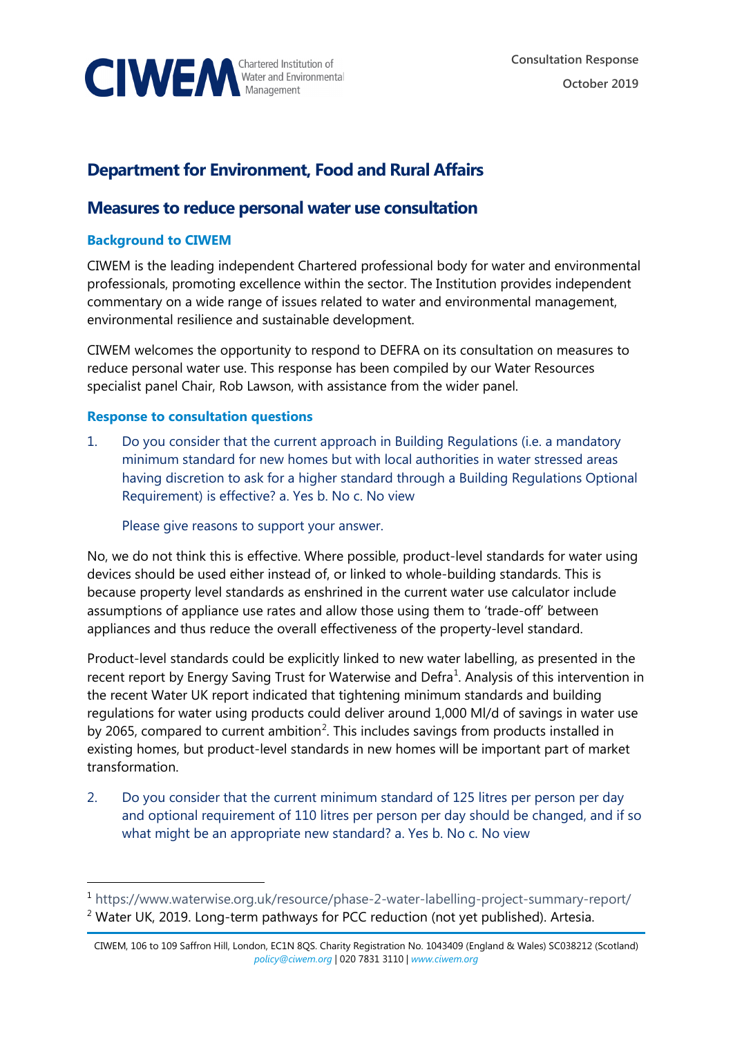CIWEM Chartered Institution of Water and Environmental Management

**Consultation Response**

**October 2019**

# Department for Environment, Food and Rural Affairs

## Measures to reduce personal water use consultation

### Background to CIWEM

CIWEM is the leading independent Chartered professional body for water and environmental professionals, promoting excellence within the sector. The Institution provides independent commentary on a wide range of issues related to water and environmental management, environmental resilience and sustainable development.

CIWEM welcomes the opportunity to respond to DEFRA on its consultation on measures to reduce personal water use. This response has been compiled by our Water Resources specialist panel Chair, Rob Lawson, with assistance from the wider panel.

### Response to consultation questions

1. Do you consider that the current approach in Building Regulations (i.e. a mandatory minimum standard for new homes but with local authorities in water stressed areas having discretion to ask for a higher standard through a Building Regulations Optional Requirement) is effective? a. Yes b. No c. No view

   Please give reasons to support your answer.

No, we do not think this is effective. Where possible, product-level standards for water using devices should be used either instead of, or linked to whole-building standards. This is because property level standards as enshrined in the current water use calculator include assumptions of appliance use rates and allow those using them to 'trade-off' between appliances and thus reduce the overall effectiveness of the property-level standard.

Product-level standards could be explicitly linked to new water labelling, as presented in the recent report by Energy Saving Trust for Waterwise and Defra[1]. Analysis of this intervention in the recent Water UK report indicated that tightening minimum standards and building regulations for water using products could deliver around 1,000 Ml/d of savings in water use by 2065, compared to current ambition[2]. This includes savings from products installed in existing homes, but product-level standards in new homes will be important part of market transformation.

2. Do you consider that the current minimum standard of 125 litres per person per day and optional requirement of 110 litres per person per day should be changed, and if so what might be an appropriate new standard? a. Yes b. No c. No view

[1] https://www.waterwise.org.uk/resource/phase-2-water-labelling-project-summary-report/

[2] Water UK, 2019. Long-term pathways for PCC reduction (not yet published). Artesia.

CIWEM, 106 to 109 Saffron Hill, London, EC1N 8QS. Charity Registration No. 1043409 (England & Wales) SC038212 (Scotland) *policy@ciwem.org* | 020 7831 3110 | *www.ciwem.org*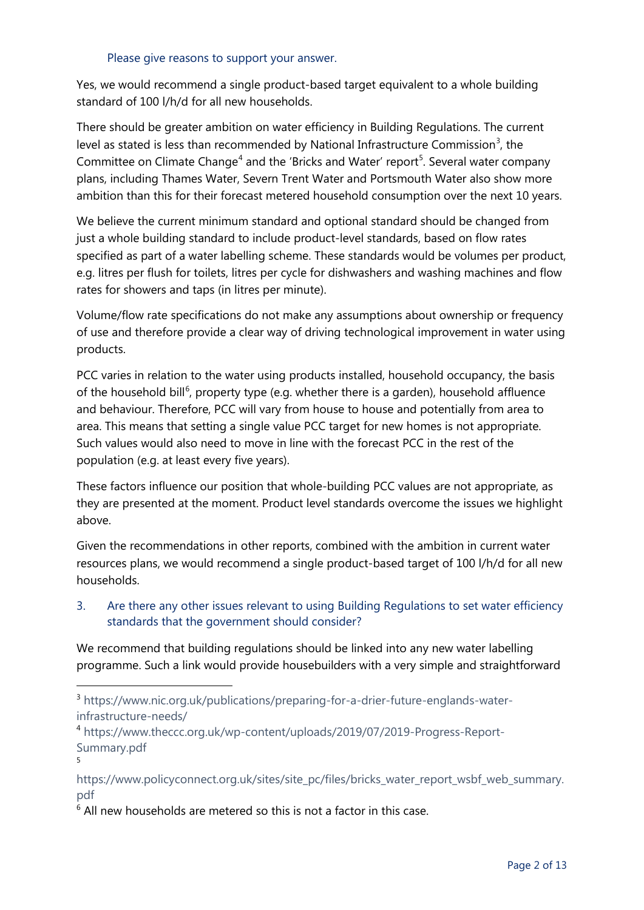Please give reasons to support your answer.

Yes, we would recommend a single product-based target equivalent to a whole building standard of 100 l/h/d for all new households.

There should be greater ambition on water efficiency in Building Regulations. The current level as stated is less than recommended by National Infrastructure Commission[3], the Committee on Climate Change[4] and the 'Bricks and Water' report[5]. Several water company plans, including Thames Water, Severn Trent Water and Portsmouth Water also show more ambition than this for their forecast metered household consumption over the next 10 years.

We believe the current minimum standard and optional standard should be changed from just a whole building standard to include product-level standards, based on flow rates specified as part of a water labelling scheme. These standards would be volumes per product, e.g. litres per flush for toilets, litres per cycle for dishwashers and washing machines and flow rates for showers and taps (in litres per minute).

Volume/flow rate specifications do not make any assumptions about ownership or frequency of use and therefore provide a clear way of driving technological improvement in water using products.

PCC varies in relation to the water using products installed, household occupancy, the basis of the household bill[6], property type (e.g. whether there is a garden), household affluence and behaviour. Therefore, PCC will vary from house to house and potentially from area to area. This means that setting a single value PCC target for new homes is not appropriate. Such values would also need to move in line with the forecast PCC in the rest of the population (e.g. at least every five years).

These factors influence our position that whole-building PCC values are not appropriate, as they are presented at the moment. Product level standards overcome the issues we highlight above.

Given the recommendations in other reports, combined with the ambition in current water resources plans, we would recommend a single product-based target of 100 l/h/d for all new households.

3. Are there any other issues relevant to using Building Regulations to set water efficiency standards that the government should consider?

We recommend that building regulations should be linked into any new water labelling programme. Such a link would provide housebuilders with a very simple and straightforward

[3] https://www.nic.org.uk/publications/preparing-for-a-drier-future-englands-water-infrastructure-needs/

[4] https://www.theccc.org.uk/wp-content/uploads/2019/07/2019-Progress-Report-Summary.pdf

[5] https://www.policyconnect.org.uk/sites/site_pc/files/bricks_water_report_wsbf_web_summary.pdf

[6] All new households are metered so this is not a factor in this case.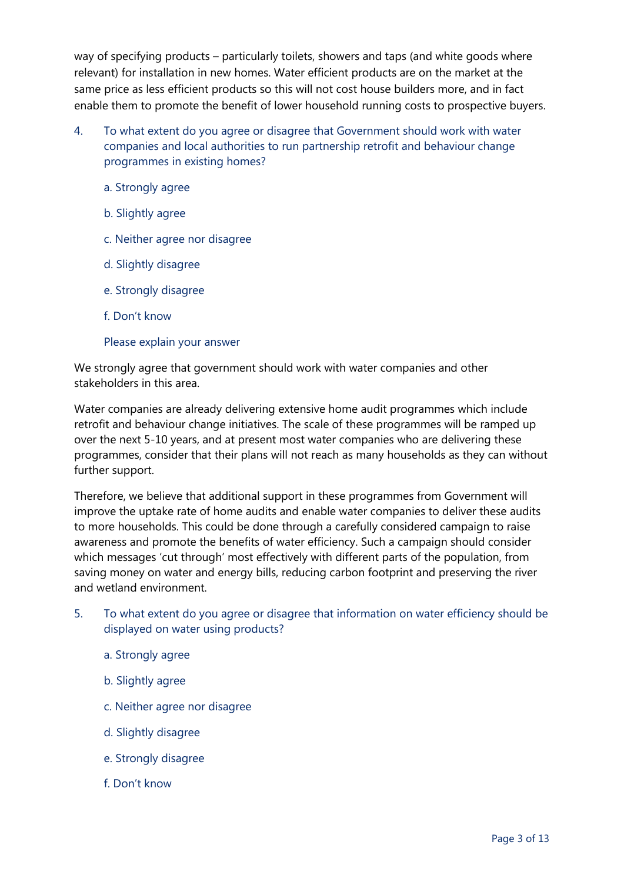way of specifying products – particularly toilets, showers and taps (and white goods where relevant) for installation in new homes. Water efficient products are on the market at the same price as less efficient products so this will not cost house builders more, and in fact enable them to promote the benefit of lower household running costs to prospective buyers.

4. To what extent do you agree or disagree that Government should work with water companies and local authorities to run partnership retrofit and behaviour change programmes in existing homes?

   a. Strongly agree

   b. Slightly agree

   c. Neither agree nor disagree

   d. Slightly disagree

   e. Strongly disagree

   f. Don't know

   Please explain your answer

We strongly agree that government should work with water companies and other stakeholders in this area.

Water companies are already delivering extensive home audit programmes which include retrofit and behaviour change initiatives. The scale of these programmes will be ramped up over the next 5-10 years, and at present most water companies who are delivering these programmes, consider that their plans will not reach as many households as they can without further support.

Therefore, we believe that additional support in these programmes from Government will improve the uptake rate of home audits and enable water companies to deliver these audits to more households. This could be done through a carefully considered campaign to raise awareness and promote the benefits of water efficiency. Such a campaign should consider which messages 'cut through' most effectively with different parts of the population, from saving money on water and energy bills, reducing carbon footprint and preserving the river and wetland environment.

5. To what extent do you agree or disagree that information on water efficiency should be displayed on water using products?

   a. Strongly agree

   b. Slightly agree

   c. Neither agree nor disagree

   d. Slightly disagree

   e. Strongly disagree

   f. Don't know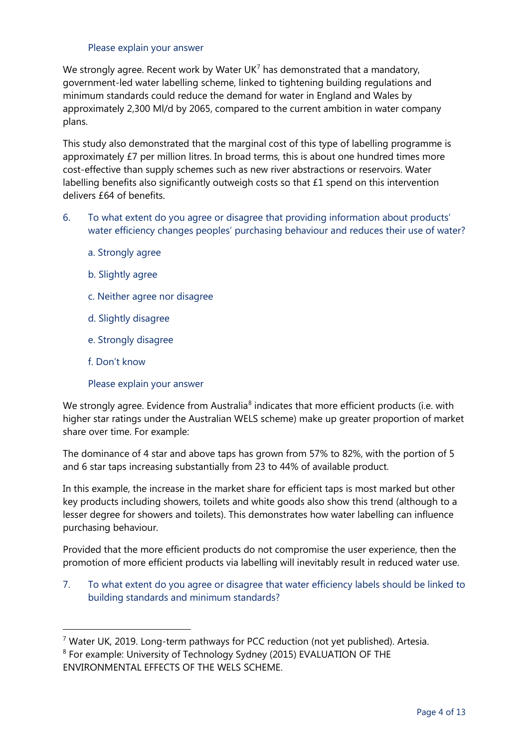Please explain your answer

We strongly agree. Recent work by Water UK[7] has demonstrated that a mandatory, government-led water labelling scheme, linked to tightening building regulations and minimum standards could reduce the demand for water in England and Wales by approximately 2,300 Ml/d by 2065, compared to the current ambition in water company plans.

This study also demonstrated that the marginal cost of this type of labelling programme is approximately £7 per million litres. In broad terms, this is about one hundred times more cost-effective than supply schemes such as new river abstractions or reservoirs. Water labelling benefits also significantly outweigh costs so that £1 spend on this intervention delivers £64 of benefits.

6. To what extent do you agree or disagree that providing information about products' water efficiency changes peoples' purchasing behaviour and reduces their use of water?

   a. Strongly agree

   b. Slightly agree

   c. Neither agree nor disagree

   d. Slightly disagree

   e. Strongly disagree

   f. Don't know

   Please explain your answer

We strongly agree. Evidence from Australia[8] indicates that more efficient products (i.e. with higher star ratings under the Australian WELS scheme) make up greater proportion of market share over time. For example:

The dominance of 4 star and above taps has grown from 57% to 82%, with the portion of 5 and 6 star taps increasing substantially from 23 to 44% of available product.

In this example, the increase in the market share for efficient taps is most marked but other key products including showers, toilets and white goods also show this trend (although to a lesser degree for showers and toilets). This demonstrates how water labelling can influence purchasing behaviour.

Provided that the more efficient products do not compromise the user experience, then the promotion of more efficient products via labelling will inevitably result in reduced water use.

7. To what extent do you agree or disagree that water efficiency labels should be linked to building standards and minimum standards?

---

[7] Water UK, 2019. Long-term pathways for PCC reduction (not yet published). Artesia.

[8] For example: University of Technology Sydney (2015) EVALUATION OF THE ENVIRONMENTAL EFFECTS OF THE WELS SCHEME.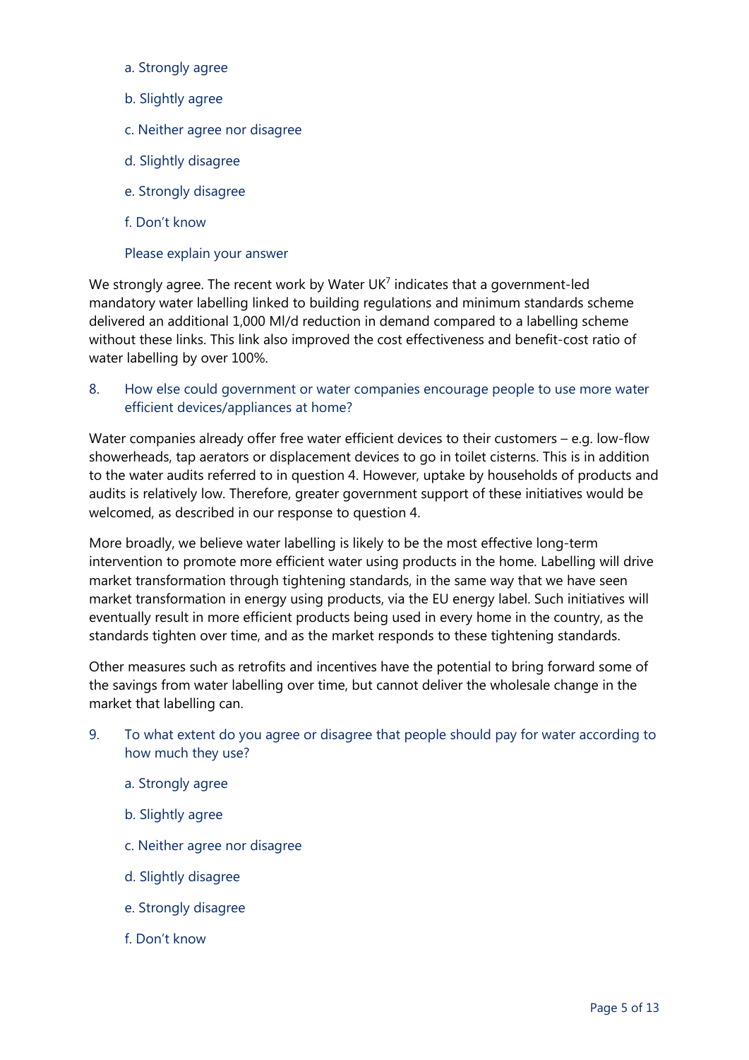a. Strongly agree

b. Slightly agree

c. Neither agree nor disagree

d. Slightly disagree

e. Strongly disagree

f. Don't know

Please explain your answer

We strongly agree. The recent work by Water UK[7] indicates that a government-led mandatory water labelling linked to building regulations and minimum standards scheme delivered an additional 1,000 Ml/d reduction in demand compared to a labelling scheme without these links. This link also improved the cost effectiveness and benefit-cost ratio of water labelling by over 100%.

8. How else could government or water companies encourage people to use more water efficient devices/appliances at home?

Water companies already offer free water efficient devices to their customers – e.g. low-flow showerheads, tap aerators or displacement devices to go in toilet cisterns. This is in addition to the water audits referred to in question 4. However, uptake by households of products and audits is relatively low. Therefore, greater government support of these initiatives would be welcomed, as described in our response to question 4.

More broadly, we believe water labelling is likely to be the most effective long-term intervention to promote more efficient water using products in the home. Labelling will drive market transformation through tightening standards, in the same way that we have seen market transformation in energy using products, via the EU energy label. Such initiatives will eventually result in more efficient products being used in every home in the country, as the standards tighten over time, and as the market responds to these tightening standards.

Other measures such as retrofits and incentives have the potential to bring forward some of the savings from water labelling over time, but cannot deliver the wholesale change in the market that labelling can.

9. To what extent do you agree or disagree that people should pay for water according to how much they use?

a. Strongly agree

b. Slightly agree

c. Neither agree nor disagree

d. Slightly disagree

e. Strongly disagree

f. Don't know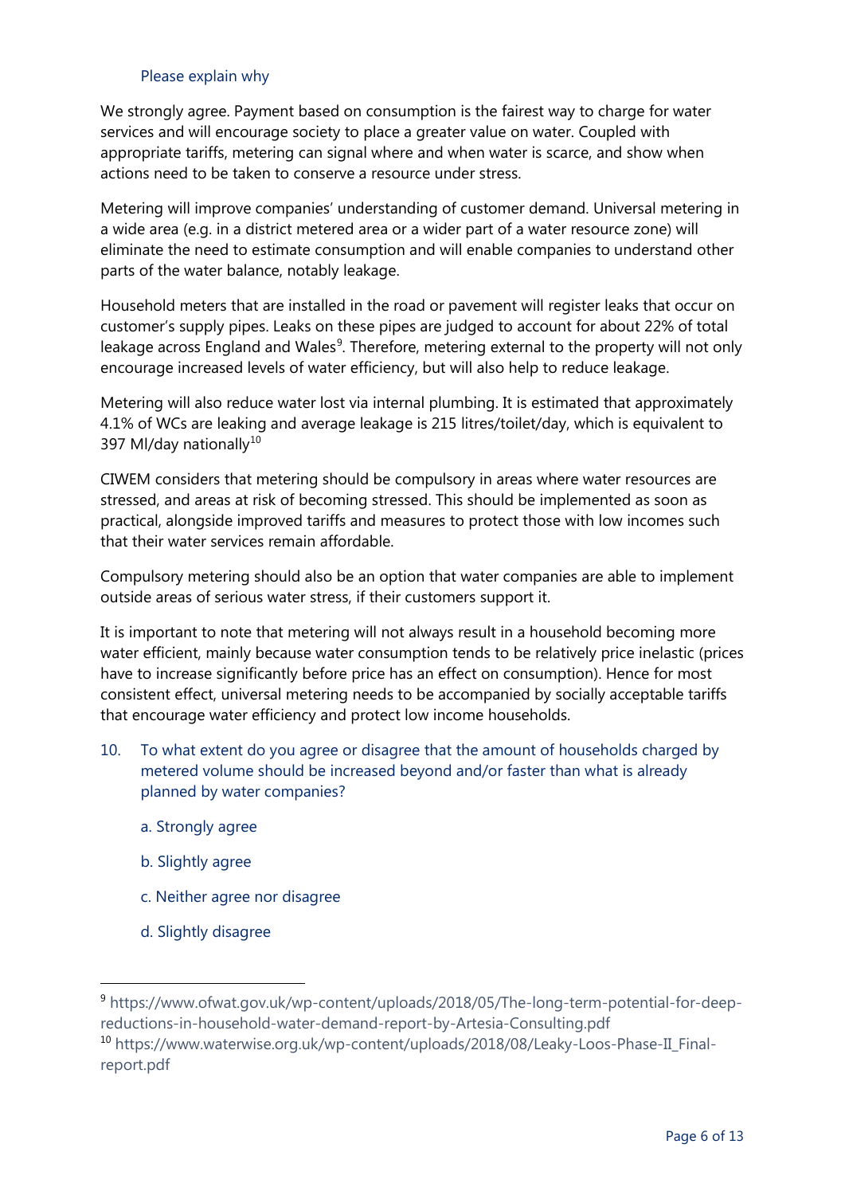Please explain why

We strongly agree. Payment based on consumption is the fairest way to charge for water services and will encourage society to place a greater value on water. Coupled with appropriate tariffs, metering can signal where and when water is scarce, and show when actions need to be taken to conserve a resource under stress.

Metering will improve companies' understanding of customer demand. Universal metering in a wide area (e.g. in a district metered area or a wider part of a water resource zone) will eliminate the need to estimate consumption and will enable companies to understand other parts of the water balance, notably leakage.

Household meters that are installed in the road or pavement will register leaks that occur on customer's supply pipes. Leaks on these pipes are judged to account for about 22% of total leakage across England and Wales[9]. Therefore, metering external to the property will not only encourage increased levels of water efficiency, but will also help to reduce leakage.

Metering will also reduce water lost via internal plumbing. It is estimated that approximately 4.1% of WCs are leaking and average leakage is 215 litres/toilet/day, which is equivalent to 397 Ml/day nationally[10]

CIWEM considers that metering should be compulsory in areas where water resources are stressed, and areas at risk of becoming stressed. This should be implemented as soon as practical, alongside improved tariffs and measures to protect those with low incomes such that their water services remain affordable.

Compulsory metering should also be an option that water companies are able to implement outside areas of serious water stress, if their customers support it.

It is important to note that metering will not always result in a household becoming more water efficient, mainly because water consumption tends to be relatively price inelastic (prices have to increase significantly before price has an effect on consumption). Hence for most consistent effect, universal metering needs to be accompanied by socially acceptable tariffs that encourage water efficiency and protect low income households.

10. To what extent do you agree or disagree that the amount of households charged by metered volume should be increased beyond and/or faster than what is already planned by water companies?

    a. Strongly agree

    b. Slightly agree

    c. Neither agree nor disagree

    d. Slightly disagree

---

[9] https://www.ofwat.gov.uk/wp-content/uploads/2018/05/The-long-term-potential-for-deep-reductions-in-household-water-demand-report-by-Artesia-Consulting.pdf

[10] https://www.waterwise.org.uk/wp-content/uploads/2018/08/Leaky-Loos-Phase-II_Final-report.pdf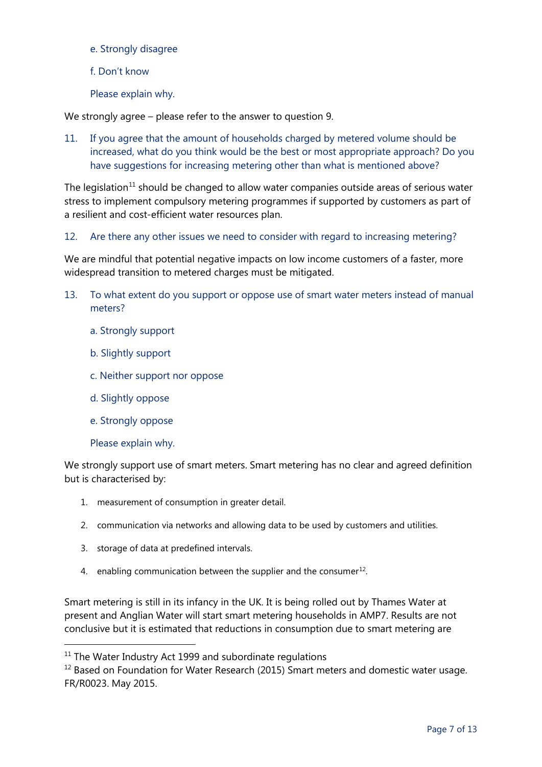e. Strongly disagree

f. Don't know

Please explain why.

We strongly agree – please refer to the answer to question 9.

11. If you agree that the amount of households charged by metered volume should be increased, what do you think would be the best or most appropriate approach? Do you have suggestions for increasing metering other than what is mentioned above?

The legislation[11] should be changed to allow water companies outside areas of serious water stress to implement compulsory metering programmes if supported by customers as part of a resilient and cost-efficient water resources plan.

12. Are there any other issues we need to consider with regard to increasing metering?

We are mindful that potential negative impacts on low income customers of a faster, more widespread transition to metered charges must be mitigated.

13. To what extent do you support or oppose use of smart water meters instead of manual meters?

a. Strongly support

b. Slightly support

c. Neither support nor oppose

d. Slightly oppose

e. Strongly oppose

Please explain why.

We strongly support use of smart meters. Smart metering has no clear and agreed definition but is characterised by:

1. measurement of consumption in greater detail.
2. communication via networks and allowing data to be used by customers and utilities.
3. storage of data at predefined intervals.
4. enabling communication between the supplier and the consumer[12].

Smart metering is still in its infancy in the UK. It is being rolled out by Thames Water at present and Anglian Water will start smart metering households in AMP7. Results are not conclusive but it is estimated that reductions in consumption due to smart metering are

---

[11] The Water Industry Act 1999 and subordinate regulations

[12] Based on Foundation for Water Research (2015) Smart meters and domestic water usage. FR/R0023. May 2015.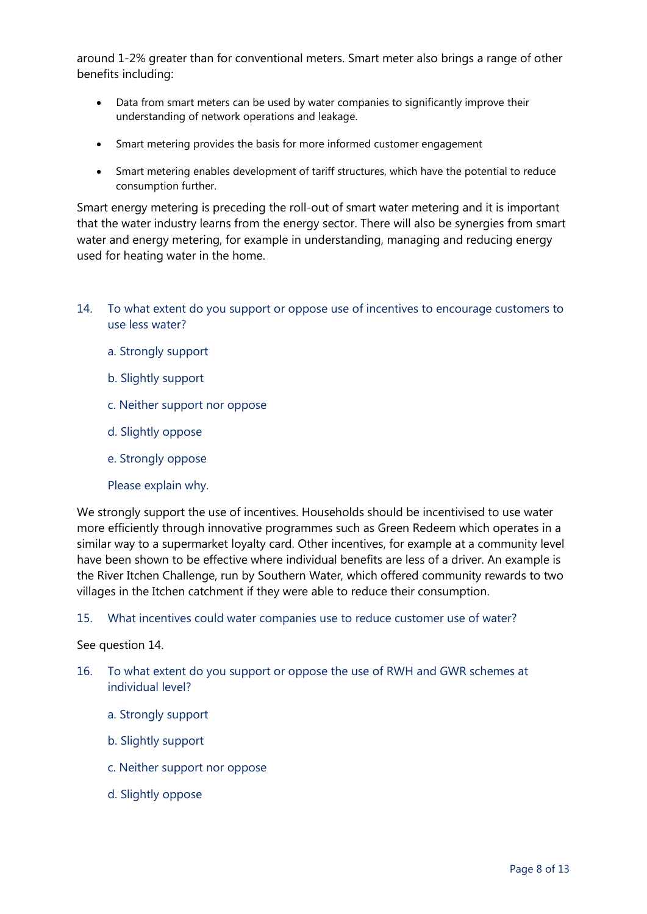around 1-2% greater than for conventional meters. Smart meter also brings a range of other benefits including:

- Data from smart meters can be used by water companies to significantly improve their understanding of network operations and leakage.
- Smart metering provides the basis for more informed customer engagement
- Smart metering enables development of tariff structures, which have the potential to reduce consumption further.

Smart energy metering is preceding the roll-out of smart water metering and it is important that the water industry learns from the energy sector. There will also be synergies from smart water and energy metering, for example in understanding, managing and reducing energy used for heating water in the home.

14. To what extent do you support or oppose use of incentives to encourage customers to use less water?

    a. Strongly support

    b. Slightly support

    c. Neither support nor oppose

    d. Slightly oppose

    e. Strongly oppose

    Please explain why.

We strongly support the use of incentives. Households should be incentivised to use water more efficiently through innovative programmes such as Green Redeem which operates in a similar way to a supermarket loyalty card. Other incentives, for example at a community level have been shown to be effective where individual benefits are less of a driver. An example is the River Itchen Challenge, run by Southern Water, which offered community rewards to two villages in the Itchen catchment if they were able to reduce their consumption.

15. What incentives could water companies use to reduce customer use of water?

See question 14.

16. To what extent do you support or oppose the use of RWH and GWR schemes at individual level?

    a. Strongly support

    b. Slightly support

    c. Neither support nor oppose

    d. Slightly oppose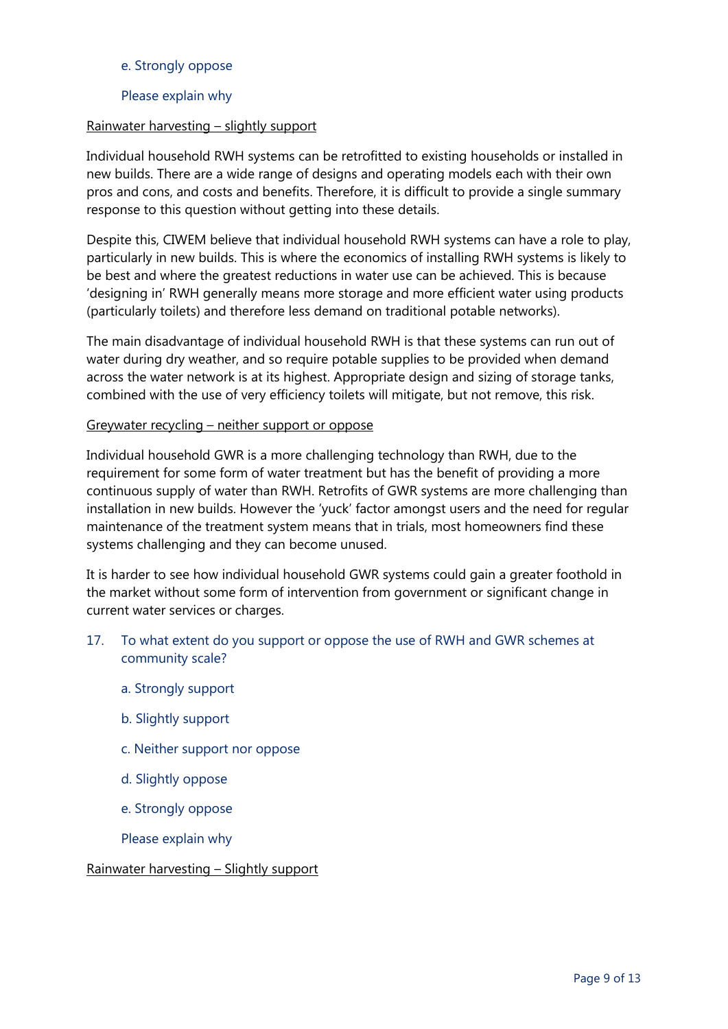e. Strongly oppose

Please explain why

<u>Rainwater harvesting – slightly support</u>

Individual household RWH systems can be retrofitted to existing households or installed in new builds. There are a wide range of designs and operating models each with their own pros and cons, and costs and benefits. Therefore, it is difficult to provide a single summary response to this question without getting into these details.

Despite this, CIWEM believe that individual household RWH systems can have a role to play, particularly in new builds. This is where the economics of installing RWH systems is likely to be best and where the greatest reductions in water use can be achieved. This is because 'designing in' RWH generally means more storage and more efficient water using products (particularly toilets) and therefore less demand on traditional potable networks).

The main disadvantage of individual household RWH is that these systems can run out of water during dry weather, and so require potable supplies to be provided when demand across the water network is at its highest. Appropriate design and sizing of storage tanks, combined with the use of very efficiency toilets will mitigate, but not remove, this risk.

<u>Greywater recycling – neither support or oppose</u>

Individual household GWR is a more challenging technology than RWH, due to the requirement for some form of water treatment but has the benefit of providing a more continuous supply of water than RWH. Retrofits of GWR systems are more challenging than installation in new builds. However the 'yuck' factor amongst users and the need for regular maintenance of the treatment system means that in trials, most homeowners find these systems challenging and they can become unused.

It is harder to see how individual household GWR systems could gain a greater foothold in the market without some form of intervention from government or significant change in current water services or charges.

17. To what extent do you support or oppose the use of RWH and GWR schemes at community scale?

    a. Strongly support

    b. Slightly support

    c. Neither support nor oppose

    d. Slightly oppose

    e. Strongly oppose

    Please explain why

<u>Rainwater harvesting – Slightly support</u>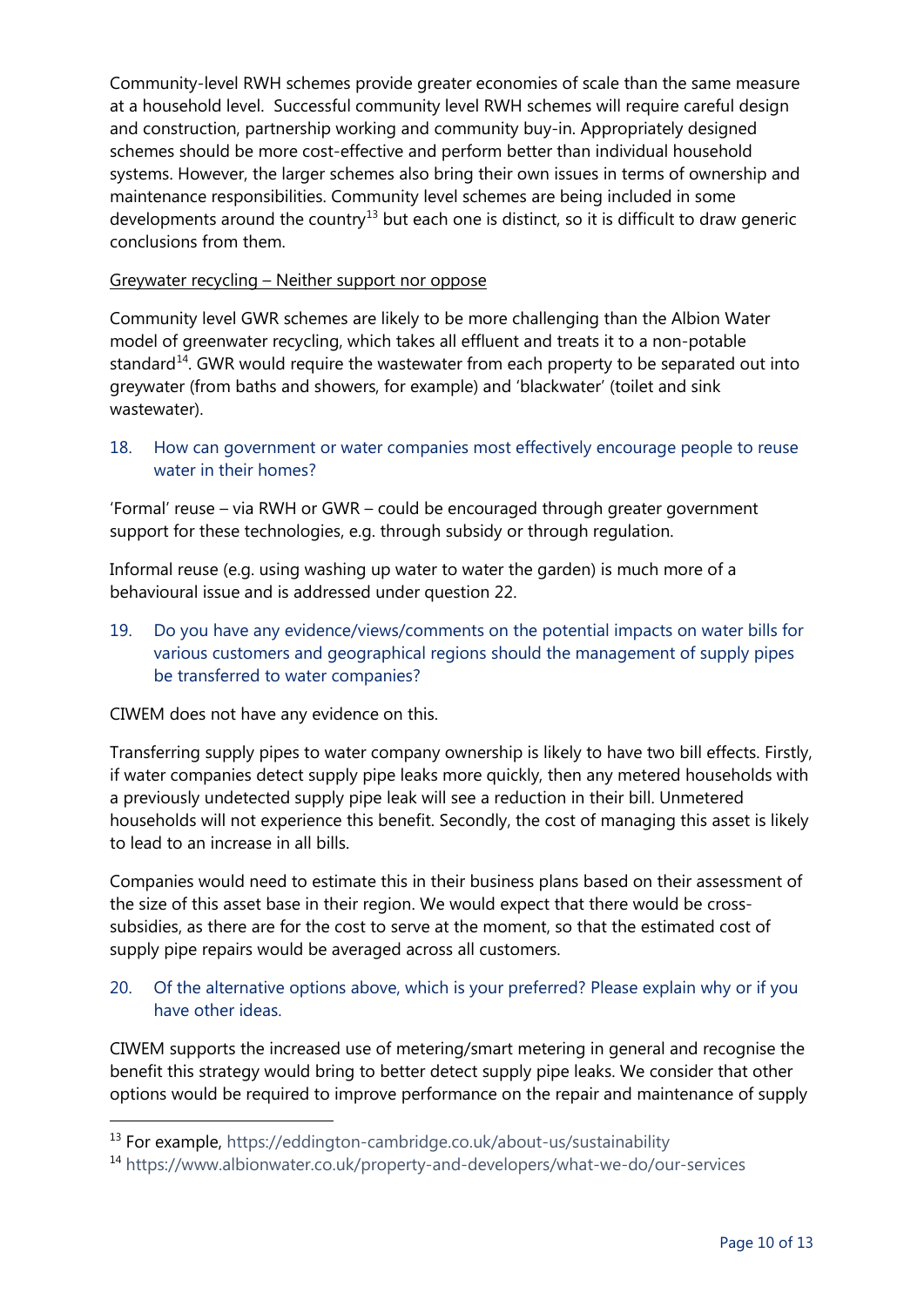Community-level RWH schemes provide greater economies of scale than the same measure at a household level. Successful community level RWH schemes will require careful design and construction, partnership working and community buy-in. Appropriately designed schemes should be more cost-effective and perform better than individual household systems. However, the larger schemes also bring their own issues in terms of ownership and maintenance responsibilities. Community level schemes are being included in some developments around the country[13] but each one is distinct, so it is difficult to draw generic conclusions from them.

<u>Greywater recycling – Neither support nor oppose</u>

Community level GWR schemes are likely to be more challenging than the Albion Water model of greenwater recycling, which takes all effluent and treats it to a non-potable standard[14]. GWR would require the wastewater from each property to be separated out into greywater (from baths and showers, for example) and 'blackwater' (toilet and sink wastewater).

### 18. How can government or water companies most effectively encourage people to reuse water in their homes?

'Formal' reuse – via RWH or GWR – could be encouraged through greater government support for these technologies, e.g. through subsidy or through regulation.

Informal reuse (e.g. using washing up water to water the garden) is much more of a behavioural issue and is addressed under question 22.

### 19. Do you have any evidence/views/comments on the potential impacts on water bills for various customers and geographical regions should the management of supply pipes be transferred to water companies?

CIWEM does not have any evidence on this.

Transferring supply pipes to water company ownership is likely to have two bill effects. Firstly, if water companies detect supply pipe leaks more quickly, then any metered households with a previously undetected supply pipe leak will see a reduction in their bill. Unmetered households will not experience this benefit. Secondly, the cost of managing this asset is likely to lead to an increase in all bills.

Companies would need to estimate this in their business plans based on their assessment of the size of this asset base in their region. We would expect that there would be cross-subsidies, as there are for the cost to serve at the moment, so that the estimated cost of supply pipe repairs would be averaged across all customers.

### 20. Of the alternative options above, which is your preferred? Please explain why or if you have other ideas.

CIWEM supports the increased use of metering/smart metering in general and recognise the benefit this strategy would bring to better detect supply pipe leaks. We consider that other options would be required to improve performance on the repair and maintenance of supply

---

[13] For example, https://eddington-cambridge.co.uk/about-us/sustainability

[14] https://www.albionwater.co.uk/property-and-developers/what-we-do/our-services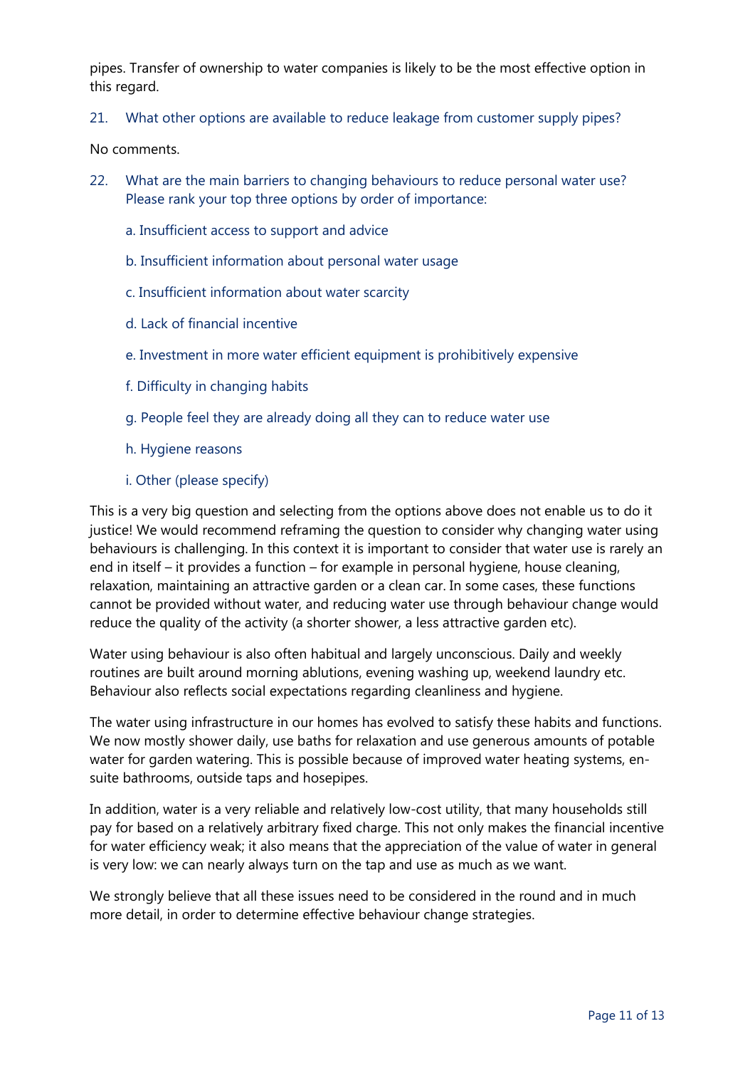pipes. Transfer of ownership to water companies is likely to be the most effective option in this regard.

21. What other options are available to reduce leakage from customer supply pipes?

No comments.

22. What are the main barriers to changing behaviours to reduce personal water use? Please rank your top three options by order of importance:

a. Insufficient access to support and advice

b. Insufficient information about personal water usage

c. Insufficient information about water scarcity

d. Lack of financial incentive

e. Investment in more water efficient equipment is prohibitively expensive

f. Difficulty in changing habits

g. People feel they are already doing all they can to reduce water use

h. Hygiene reasons

i. Other (please specify)

This is a very big question and selecting from the options above does not enable us to do it justice! We would recommend reframing the question to consider why changing water using behaviours is challenging. In this context it is important to consider that water use is rarely an end in itself – it provides a function – for example in personal hygiene, house cleaning, relaxation, maintaining an attractive garden or a clean car. In some cases, these functions cannot be provided without water, and reducing water use through behaviour change would reduce the quality of the activity (a shorter shower, a less attractive garden etc).

Water using behaviour is also often habitual and largely unconscious. Daily and weekly routines are built around morning ablutions, evening washing up, weekend laundry etc. Behaviour also reflects social expectations regarding cleanliness and hygiene.

The water using infrastructure in our homes has evolved to satisfy these habits and functions. We now mostly shower daily, use baths for relaxation and use generous amounts of potable water for garden watering. This is possible because of improved water heating systems, en-suite bathrooms, outside taps and hosepipes.

In addition, water is a very reliable and relatively low-cost utility, that many households still pay for based on a relatively arbitrary fixed charge. This not only makes the financial incentive for water efficiency weak; it also means that the appreciation of the value of water in general is very low: we can nearly always turn on the tap and use as much as we want.

We strongly believe that all these issues need to be considered in the round and in much more detail, in order to determine effective behaviour change strategies.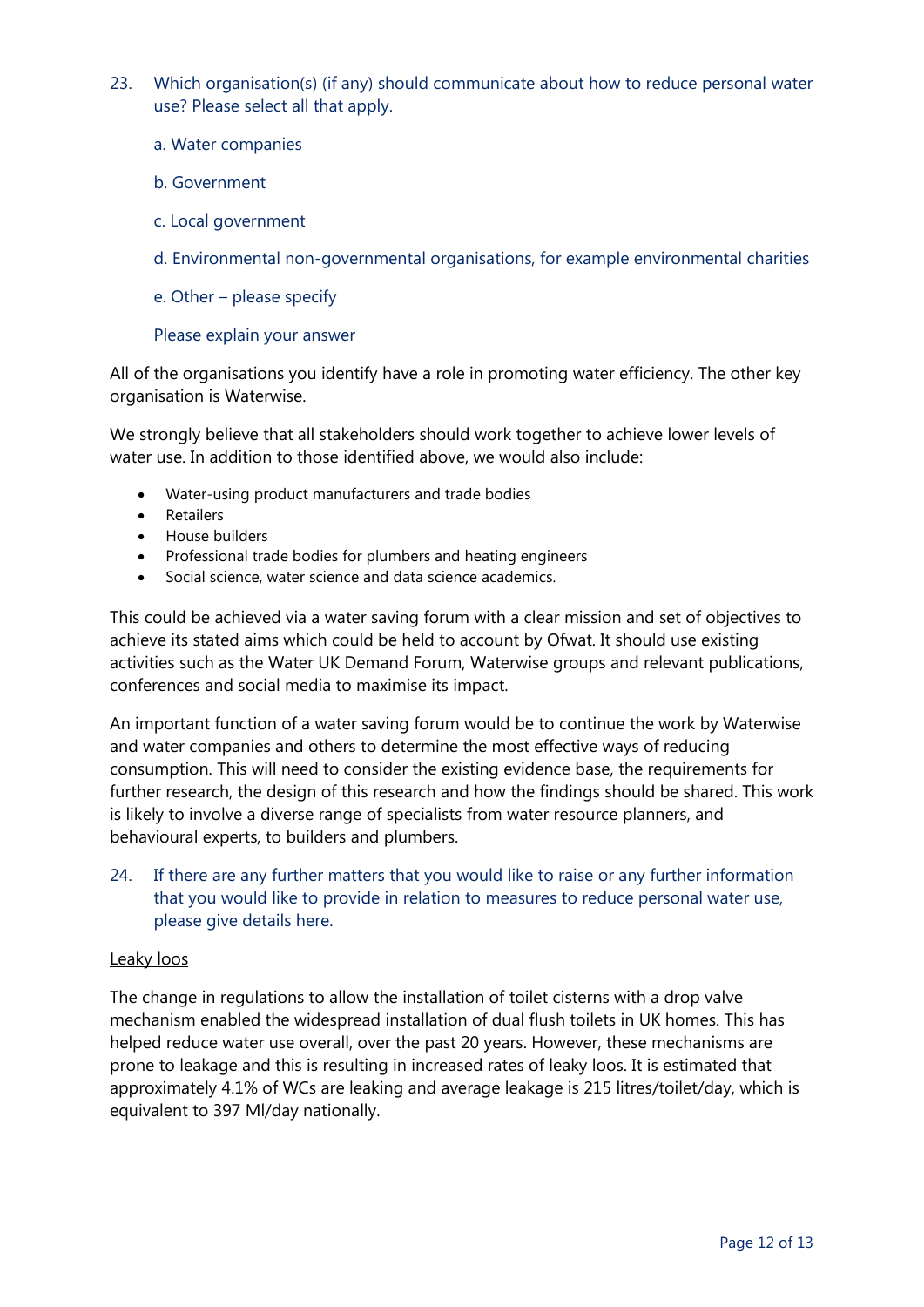23. Which organisation(s) (if any) should communicate about how to reduce personal water use? Please select all that apply.

    a. Water companies

    b. Government

    c. Local government

    d. Environmental non-governmental organisations, for example environmental charities

    e. Other – please specify

    Please explain your answer

All of the organisations you identify have a role in promoting water efficiency. The other key organisation is Waterwise.

We strongly believe that all stakeholders should work together to achieve lower levels of water use. In addition to those identified above, we would also include:

- Water-using product manufacturers and trade bodies
- Retailers
- House builders
- Professional trade bodies for plumbers and heating engineers
- Social science, water science and data science academics.

This could be achieved via a water saving forum with a clear mission and set of objectives to achieve its stated aims which could be held to account by Ofwat. It should use existing activities such as the Water UK Demand Forum, Waterwise groups and relevant publications, conferences and social media to maximise its impact.

An important function of a water saving forum would be to continue the work by Waterwise and water companies and others to determine the most effective ways of reducing consumption. This will need to consider the existing evidence base, the requirements for further research, the design of this research and how the findings should be shared. This work is likely to involve a diverse range of specialists from water resource planners, and behavioural experts, to builders and plumbers.

24. If there are any further matters that you would like to raise or any further information that you would like to provide in relation to measures to reduce personal water use, please give details here.

<u>Leaky loos</u>

The change in regulations to allow the installation of toilet cisterns with a drop valve mechanism enabled the widespread installation of dual flush toilets in UK homes. This has helped reduce water use overall, over the past 20 years. However, these mechanisms are prone to leakage and this is resulting in increased rates of leaky loos. It is estimated that approximately 4.1% of WCs are leaking and average leakage is 215 litres/toilet/day, which is equivalent to 397 Ml/day nationally.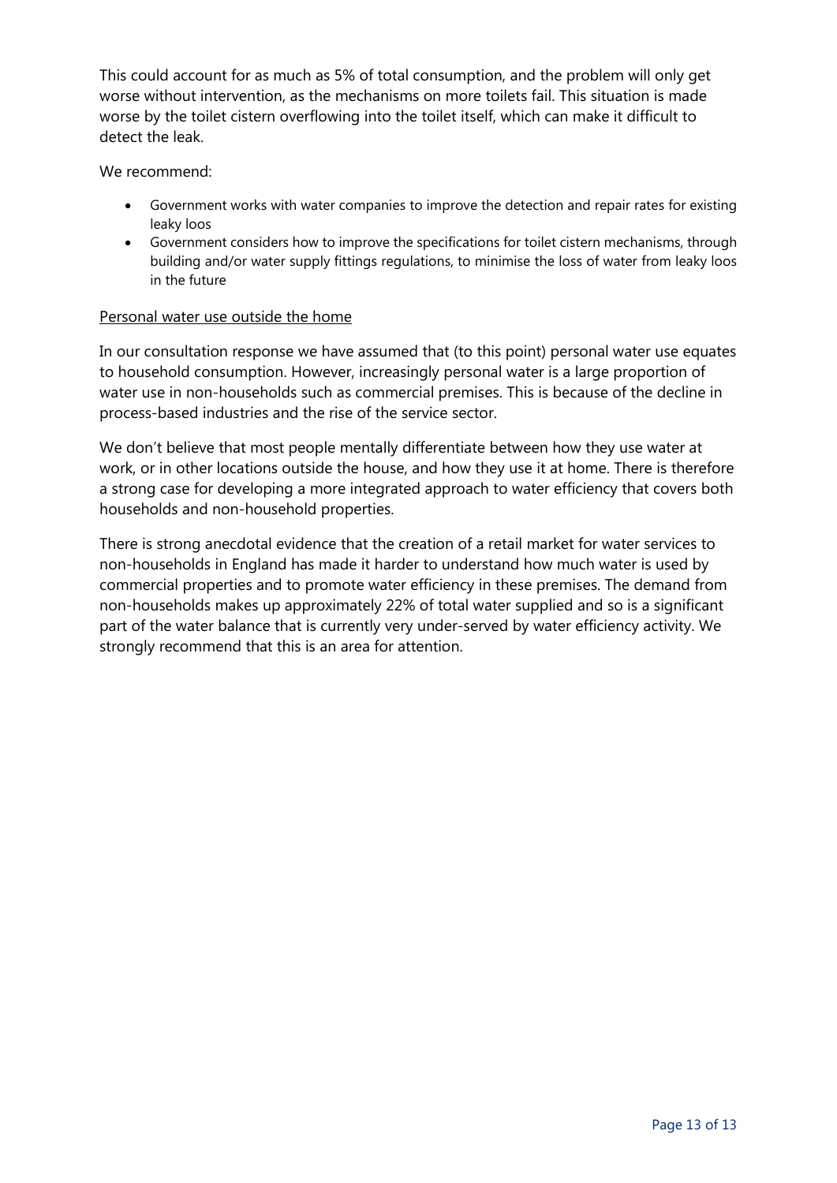This could account for as much as 5% of total consumption, and the problem will only get worse without intervention, as the mechanisms on more toilets fail. This situation is made worse by the toilet cistern overflowing into the toilet itself, which can make it difficult to detect the leak.

We recommend:

- Government works with water companies to improve the detection and repair rates for existing leaky loos
- Government considers how to improve the specifications for toilet cistern mechanisms, through building and/or water supply fittings regulations, to minimise the loss of water from leaky loos in the future

<u>Personal water use outside the home</u>

In our consultation response we have assumed that (to this point) personal water use equates to household consumption. However, increasingly personal water is a large proportion of water use in non-households such as commercial premises. This is because of the decline in process-based industries and the rise of the service sector.

We don't believe that most people mentally differentiate between how they use water at work, or in other locations outside the house, and how they use it at home. There is therefore a strong case for developing a more integrated approach to water efficiency that covers both households and non-household properties.

There is strong anecdotal evidence that the creation of a retail market for water services to non-households in England has made it harder to understand how much water is used by commercial properties and to promote water efficiency in these premises. The demand from non-households makes up approximately 22% of total water supplied and so is a significant part of the water balance that is currently very under-served by water efficiency activity. We strongly recommend that this is an area for attention.